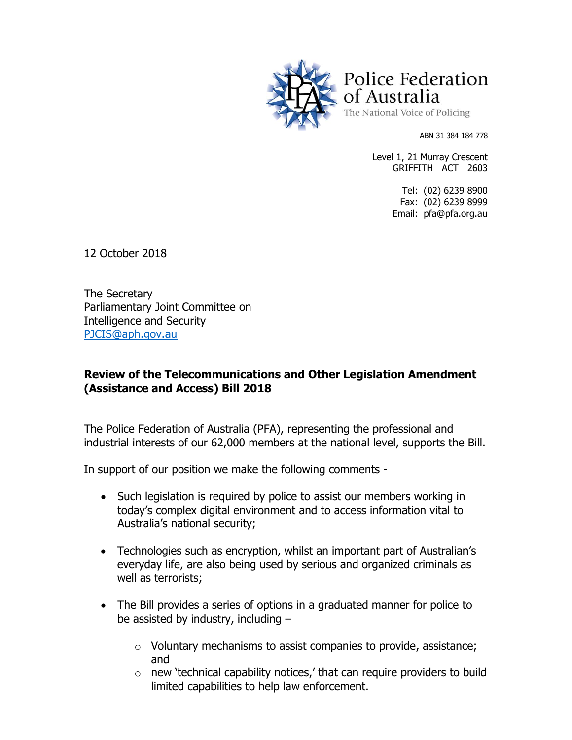Police Federation of Australia

The National Voice of Policing

ABN 31 384 184 778

Level 1, 21 Murray Crescent
GRIFFITH ACT 2603

Tel: (02) 6239 8900
Fax: (02) 6239 8999
Email: pfa@pfa.org.au

12 October 2018

The Secretary
Parliamentary Joint Committee on
Intelligence and Security
PJCIS@aph.gov.au

**Review of the Telecommunications and Other Legislation Amendment (Assistance and Access) Bill 2018**

The Police Federation of Australia (PFA), representing the professional and industrial interests of our 62,000 members at the national level, supports the Bill.

In support of our position we make the following comments -

- Such legislation is required by police to assist our members working in today's complex digital environment and to access information vital to Australia's national security;
- Technologies such as encryption, whilst an important part of Australian's everyday life, are also being used by serious and organized criminals as well as terrorists;
- The Bill provides a series of options in a graduated manner for police to be assisted by industry, including –
  - Voluntary mechanisms to assist companies to provide, assistance; and
  - new 'technical capability notices,' that can require providers to build limited capabilities to help law enforcement.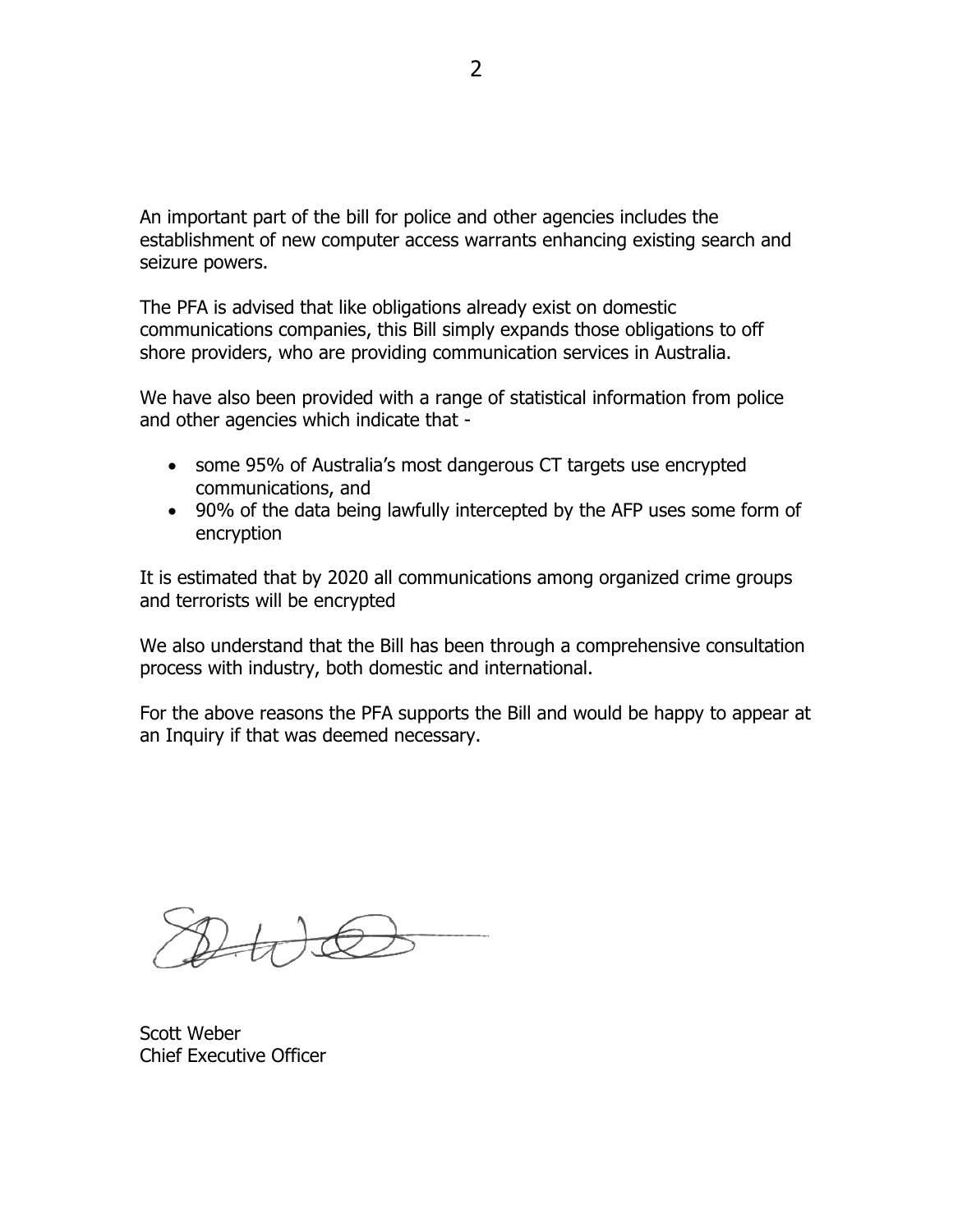An important part of the bill for police and other agencies includes the establishment of new computer access warrants enhancing existing search and seizure powers.

The PFA is advised that like obligations already exist on domestic communications companies, this Bill simply expands those obligations to off shore providers, who are providing communication services in Australia.

We have also been provided with a range of statistical information from police and other agencies which indicate that -

- some 95% of Australia's most dangerous CT targets use encrypted communications, and
- 90% of the data being lawfully intercepted by the AFP uses some form of encryption

It is estimated that by 2020 all communications among organized crime groups and terrorists will be encrypted

We also understand that the Bill has been through a comprehensive consultation process with industry, both domestic and international.

For the above reasons the PFA supports the Bill and would be happy to appear at an Inquiry if that was deemed necessary.

Scott Weber
Chief Executive Officer